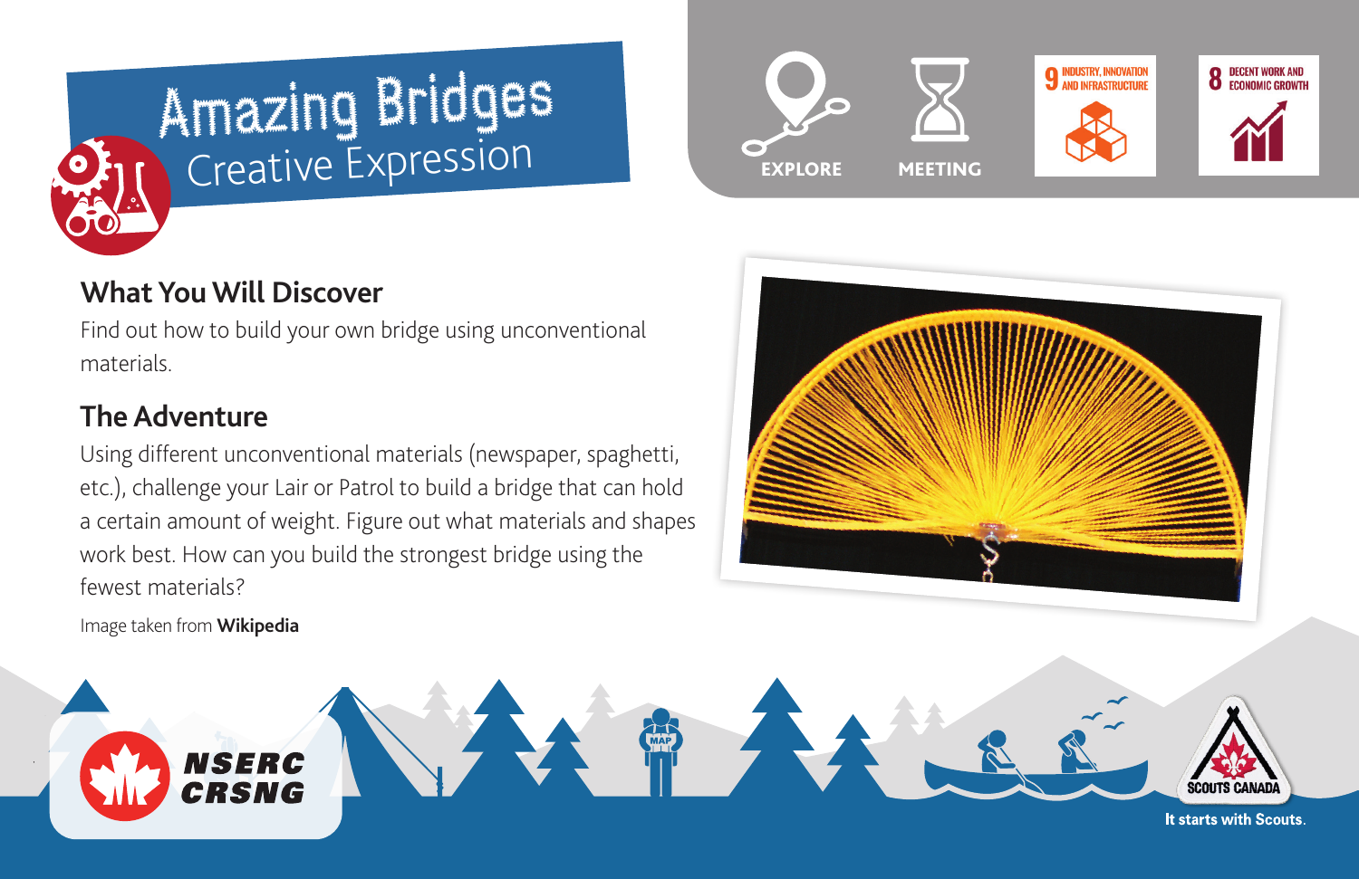# Amazing Bridges
## Creative Expression

EXPLORE

MEETING

9 INDUSTRY, INNOVATION AND INFRASTRUCTURE

8 DECENT WORK AND ECONOMIC GROWTH

## What You Will Discover

Find out how to build your own bridge using unconventional materials.

## The Adventure

Using different unconventional materials (newspaper, spaghetti, etc.), challenge your Lair or Patrol to build a bridge that can hold a certain amount of weight. Figure out what materials and shapes work best. How can you build the strongest bridge using the fewest materials?

Image taken from **Wikipedia**

NSERC CRSNG

SCOUTS CANADA

It starts with Scouts.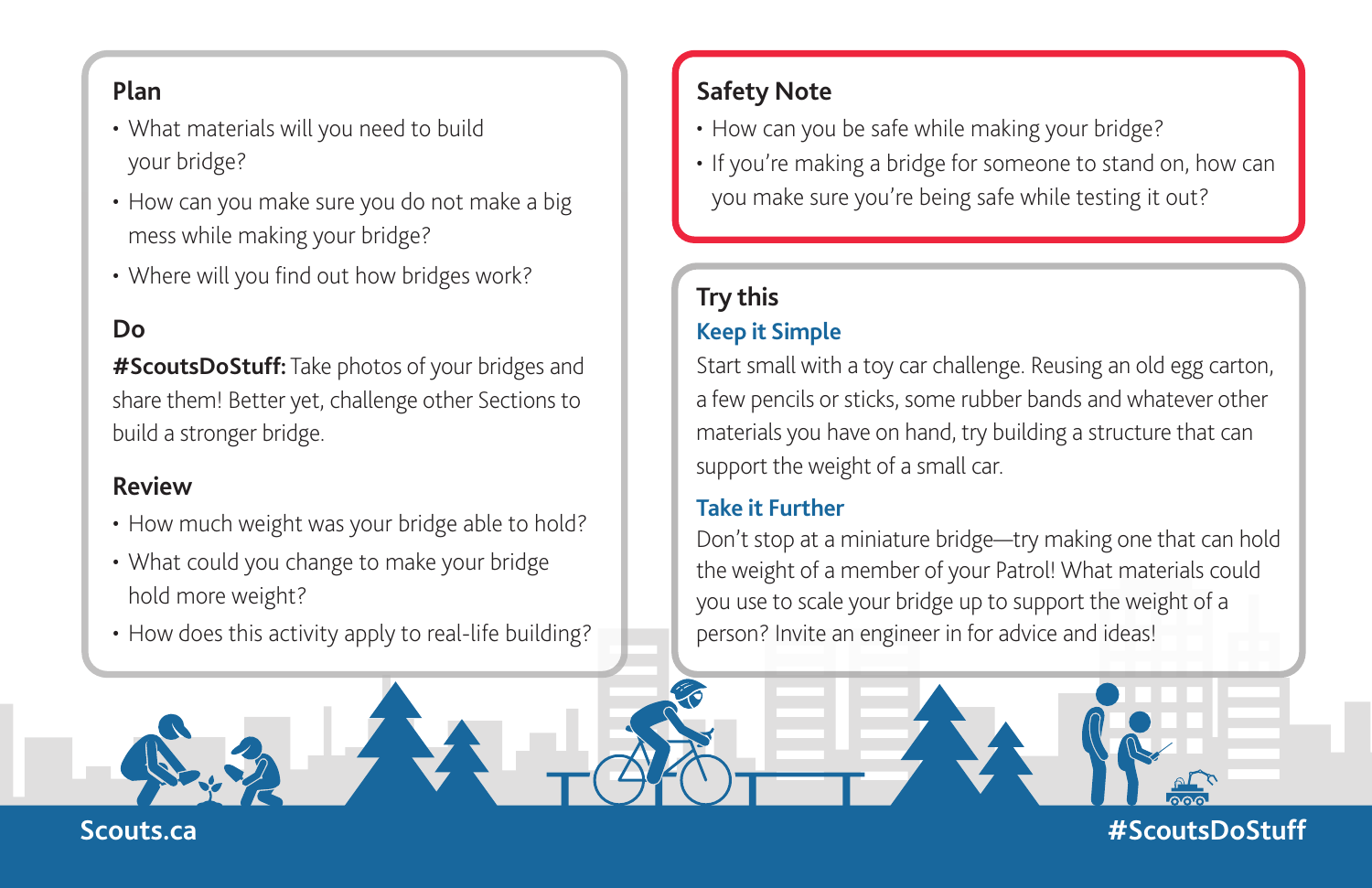## Plan

- What materials will you need to build your bridge?
- How can you make sure you do not make a big mess while making your bridge?
- Where will you find out how bridges work?

## Do

**#ScoutsDoStuff:** Take photos of your bridges and share them! Better yet, challenge other Sections to build a stronger bridge.

## Review

- How much weight was your bridge able to hold?
- What could you change to make your bridge hold more weight?
- How does this activity apply to real-life building?

## Safety Note

- How can you be safe while making your bridge?
- If you're making a bridge for someone to stand on, how can you make sure you're being safe while testing it out?

## Try this

### Keep it Simple

Start small with a toy car challenge. Reusing an old egg carton, a few pencils or sticks, some rubber bands and whatever other materials you have on hand, try building a structure that can support the weight of a small car.

### Take it Further

Don't stop at a miniature bridge—try making one that can hold the weight of a member of your Patrol! What materials could you use to scale your bridge up to support the weight of a person? Invite an engineer in for advice and ideas!

Scouts.ca

#ScoutsDoStuff